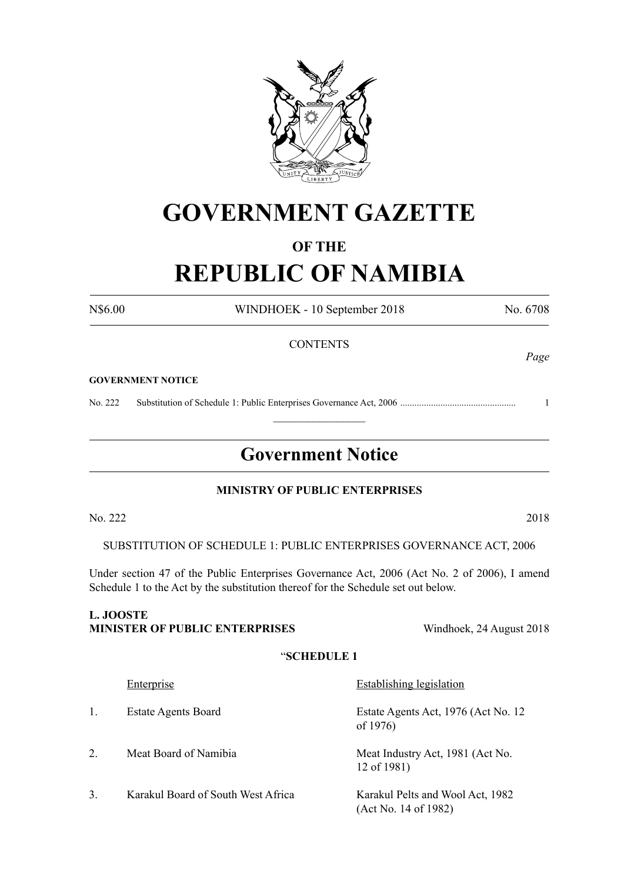# GOVERNMENT GAZETTE

## OF THE

# REPUBLIC OF NAMIBIA

N$6.00 WINDHOEK - 10 September 2018 No. 6708

CONTENTS

*Page*

**GOVERNMENT NOTICE**

No. 222 Substitution of Schedule 1: Public Enterprises Governance Act, 2006 ................................................ 1

---

## Government Notice

**MINISTRY OF PUBLIC ENTERPRISES**

No. 222 2018

SUBSTITUTION OF SCHEDULE 1: PUBLIC ENTERPRISES GOVERNANCE ACT, 2006

Under section 47 of the Public Enterprises Governance Act, 2006 (Act No. 2 of 2006), I amend Schedule 1 to the Act by the substitution thereof for the Schedule set out below.

**L. JOOSTE**
**MINISTER OF PUBLIC ENTERPRISES** Windhoek, 24 August 2018

"**SCHEDULE 1**

| | Enterprise | Establishing legislation |
|---|---|---|
| 1. | Estate Agents Board | Estate Agents Act, 1976 (Act No. 12 of 1976) |
| 2. | Meat Board of Namibia | Meat Industry Act, 1981 (Act No. 12 of 1981) |
| 3. | Karakul Board of South West Africa | Karakul Pelts and Wool Act, 1982 (Act No. 14 of 1982) |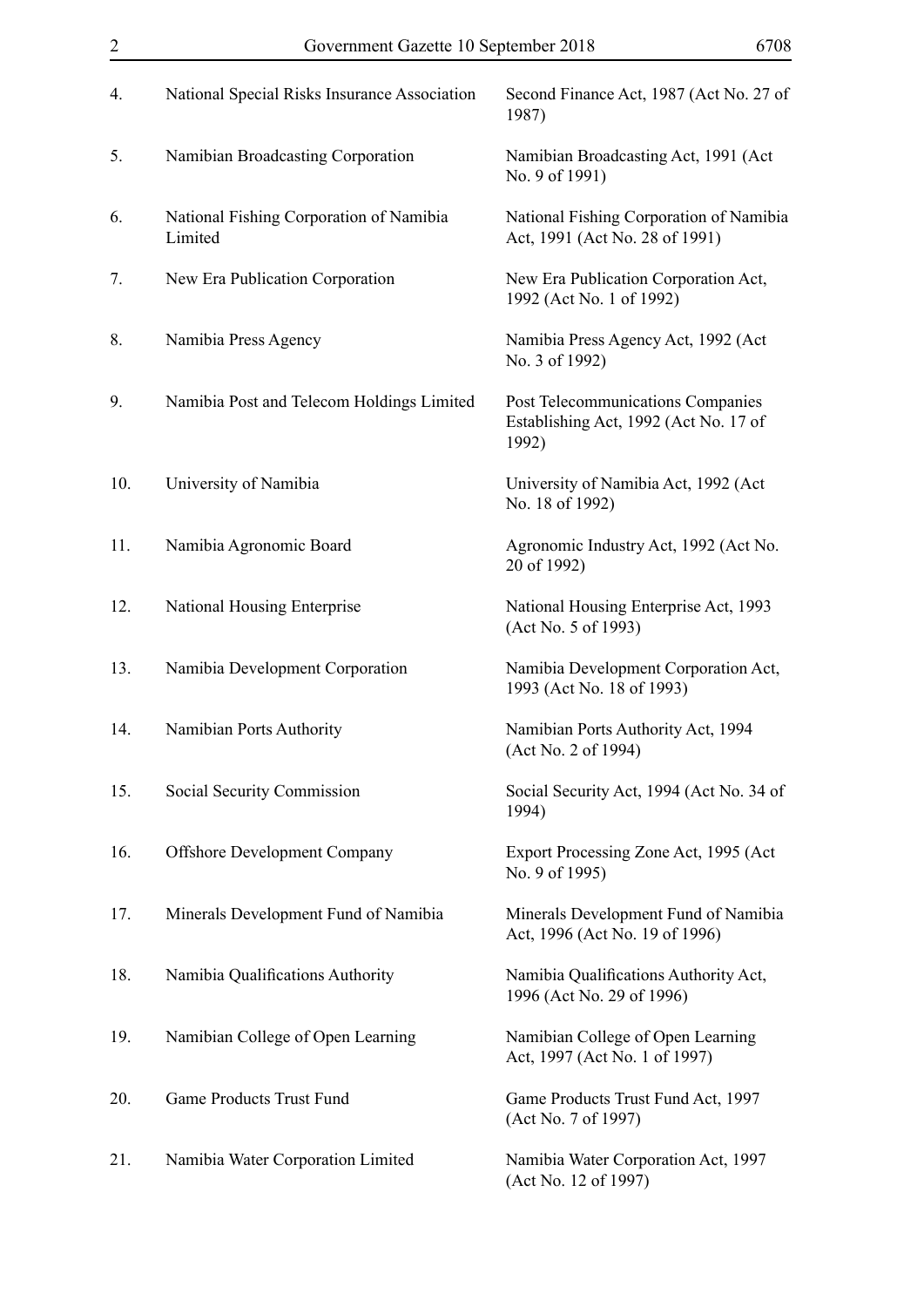| | | |
|---|---|---|
| 4. | National Special Risks Insurance Association | Second Finance Act, 1987 (Act No. 27 of 1987) |
| 5. | Namibian Broadcasting Corporation | Namibian Broadcasting Act, 1991 (Act No. 9 of 1991) |
| 6. | National Fishing Corporation of Namibia Limited | National Fishing Corporation of Namibia Act, 1991 (Act No. 28 of 1991) |
| 7. | New Era Publication Corporation | New Era Publication Corporation Act, 1992 (Act No. 1 of 1992) |
| 8. | Namibia Press Agency | Namibia Press Agency Act, 1992 (Act No. 3 of 1992) |
| 9. | Namibia Post and Telecom Holdings Limited | Post Telecommunications Companies Establishing Act, 1992 (Act No. 17 of 1992) |
| 10. | University of Namibia | University of Namibia Act, 1992 (Act No. 18 of 1992) |
| 11. | Namibia Agronomic Board | Agronomic Industry Act, 1992 (Act No. 20 of 1992) |
| 12. | National Housing Enterprise | National Housing Enterprise Act, 1993 (Act No. 5 of 1993) |
| 13. | Namibia Development Corporation | Namibia Development Corporation Act, 1993 (Act No. 18 of 1993) |
| 14. | Namibian Ports Authority | Namibian Ports Authority Act, 1994 (Act No. 2 of 1994) |
| 15. | Social Security Commission | Social Security Act, 1994 (Act No. 34 of 1994) |
| 16. | Offshore Development Company | Export Processing Zone Act, 1995 (Act No. 9 of 1995) |
| 17. | Minerals Development Fund of Namibia | Minerals Development Fund of Namibia Act, 1996 (Act No. 19 of 1996) |
| 18. | Namibia Qualifications Authority | Namibia Qualifications Authority Act, 1996 (Act No. 29 of 1996) |
| 19. | Namibian College of Open Learning | Namibian College of Open Learning Act, 1997 (Act No. 1 of 1997) |
| 20. | Game Products Trust Fund | Game Products Trust Fund Act, 1997 (Act No. 7 of 1997) |
| 21. | Namibia Water Corporation Limited | Namibia Water Corporation Act, 1997 (Act No. 12 of 1997) |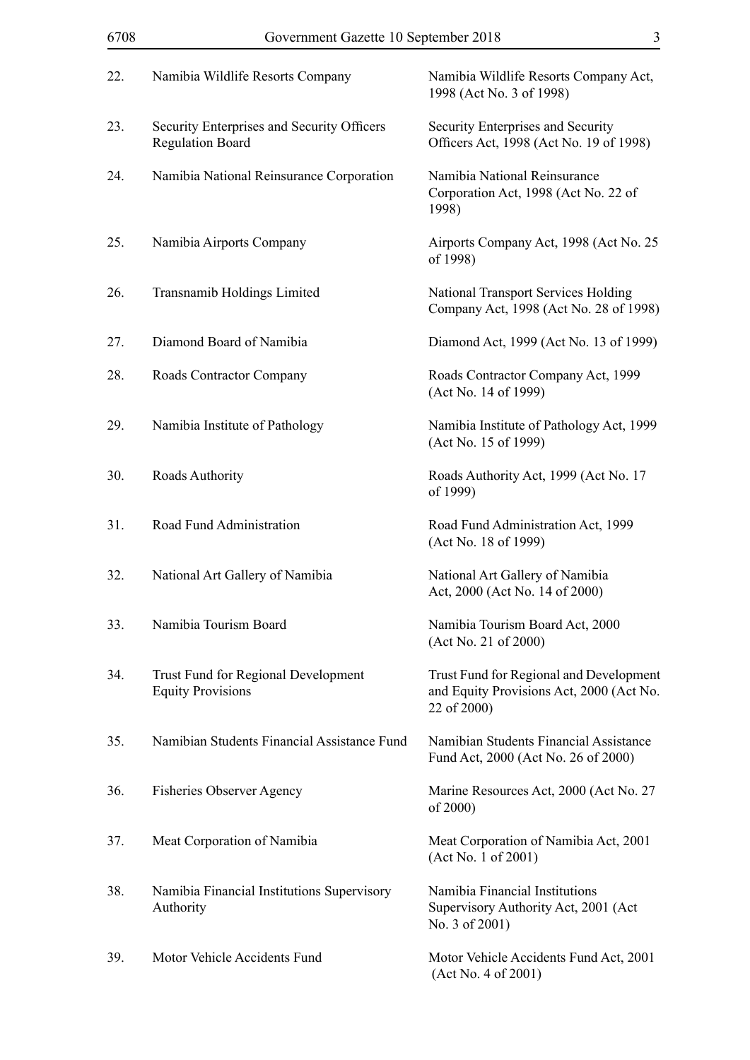| | | |
|---|---|---|
| 22. | Namibia Wildlife Resorts Company | Namibia Wildlife Resorts Company Act, 1998 (Act No. 3 of 1998) |
| 23. | Security Enterprises and Security Officers Regulation Board | Security Enterprises and Security Officers Act, 1998 (Act No. 19 of 1998) |
| 24. | Namibia National Reinsurance Corporation | Namibia National Reinsurance Corporation Act, 1998 (Act No. 22 of 1998) |
| 25. | Namibia Airports Company | Airports Company Act, 1998 (Act No. 25 of 1998) |
| 26. | Transnamib Holdings Limited | National Transport Services Holding Company Act, 1998 (Act No. 28 of 1998) |
| 27. | Diamond Board of Namibia | Diamond Act, 1999 (Act No. 13 of 1999) |
| 28. | Roads Contractor Company | Roads Contractor Company Act, 1999 (Act No. 14 of 1999) |
| 29. | Namibia Institute of Pathology | Namibia Institute of Pathology Act, 1999 (Act No. 15 of 1999) |
| 30. | Roads Authority | Roads Authority Act, 1999 (Act No. 17 of 1999) |
| 31. | Road Fund Administration | Road Fund Administration Act, 1999 (Act No. 18 of 1999) |
| 32. | National Art Gallery of Namibia | National Art Gallery of Namibia Act, 2000 (Act No. 14 of 2000) |
| 33. | Namibia Tourism Board | Namibia Tourism Board Act, 2000 (Act No. 21 of 2000) |
| 34. | Trust Fund for Regional Development Equity Provisions | Trust Fund for Regional and Development and Equity Provisions Act, 2000 (Act No. 22 of 2000) |
| 35. | Namibian Students Financial Assistance Fund | Namibian Students Financial Assistance Fund Act, 2000 (Act No. 26 of 2000) |
| 36. | Fisheries Observer Agency | Marine Resources Act, 2000 (Act No. 27 of 2000) |
| 37. | Meat Corporation of Namibia | Meat Corporation of Namibia Act, 2001 (Act No. 1 of 2001) |
| 38. | Namibia Financial Institutions Supervisory Authority | Namibia Financial Institutions Supervisory Authority Act, 2001 (Act No. 3 of 2001) |
| 39. | Motor Vehicle Accidents Fund | Motor Vehicle Accidents Fund Act, 2001 (Act No. 4 of 2001) |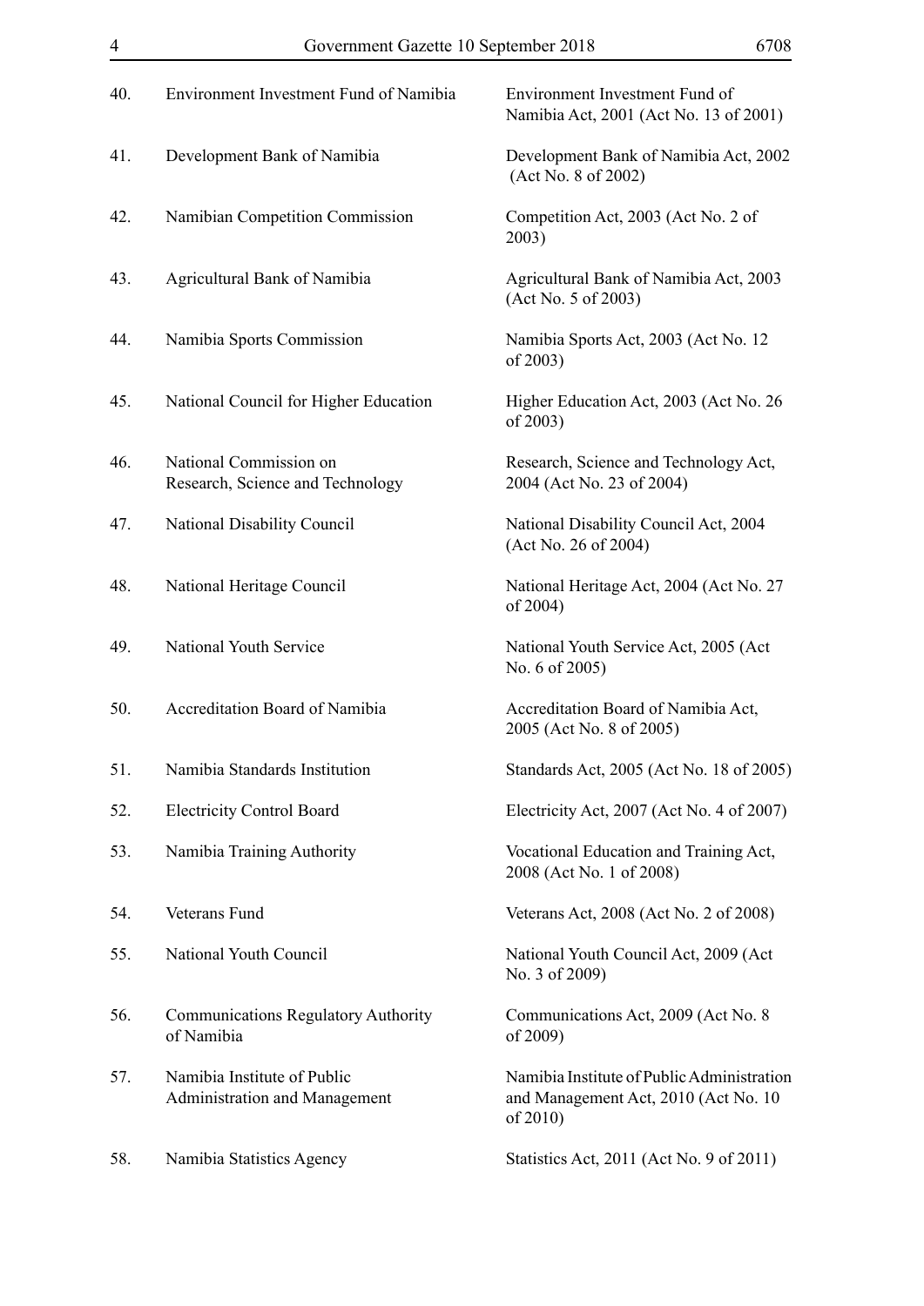| | | |
|---|---|---|
| 40. | Environment Investment Fund of Namibia | Environment Investment Fund of Namibia Act, 2001 (Act No. 13 of 2001) |
| 41. | Development Bank of Namibia | Development Bank of Namibia Act, 2002 (Act No. 8 of 2002) |
| 42. | Namibian Competition Commission | Competition Act, 2003 (Act No. 2 of 2003) |
| 43. | Agricultural Bank of Namibia | Agricultural Bank of Namibia Act, 2003 (Act No. 5 of 2003) |
| 44. | Namibia Sports Commission | Namibia Sports Act, 2003 (Act No. 12 of 2003) |
| 45. | National Council for Higher Education | Higher Education Act, 2003 (Act No. 26 of 2003) |
| 46. | National Commission on Research, Science and Technology | Research, Science and Technology Act, 2004 (Act No. 23 of 2004) |
| 47. | National Disability Council | National Disability Council Act, 2004 (Act No. 26 of 2004) |
| 48. | National Heritage Council | National Heritage Act, 2004 (Act No. 27 of 2004) |
| 49. | National Youth Service | National Youth Service Act, 2005 (Act No. 6 of 2005) |
| 50. | Accreditation Board of Namibia | Accreditation Board of Namibia Act, 2005 (Act No. 8 of 2005) |
| 51. | Namibia Standards Institution | Standards Act, 2005 (Act No. 18 of 2005) |
| 52. | Electricity Control Board | Electricity Act, 2007 (Act No. 4 of 2007) |
| 53. | Namibia Training Authority | Vocational Education and Training Act, 2008 (Act No. 1 of 2008) |
| 54. | Veterans Fund | Veterans Act, 2008 (Act No. 2 of 2008) |
| 55. | National Youth Council | National Youth Council Act, 2009 (Act No. 3 of 2009) |
| 56. | Communications Regulatory Authority of Namibia | Communications Act, 2009 (Act No. 8 of 2009) |
| 57. | Namibia Institute of Public Administration and Management | Namibia Institute of Public Administration and Management Act, 2010 (Act No. 10 of 2010) |
| 58. | Namibia Statistics Agency | Statistics Act, 2011 (Act No. 9 of 2011) |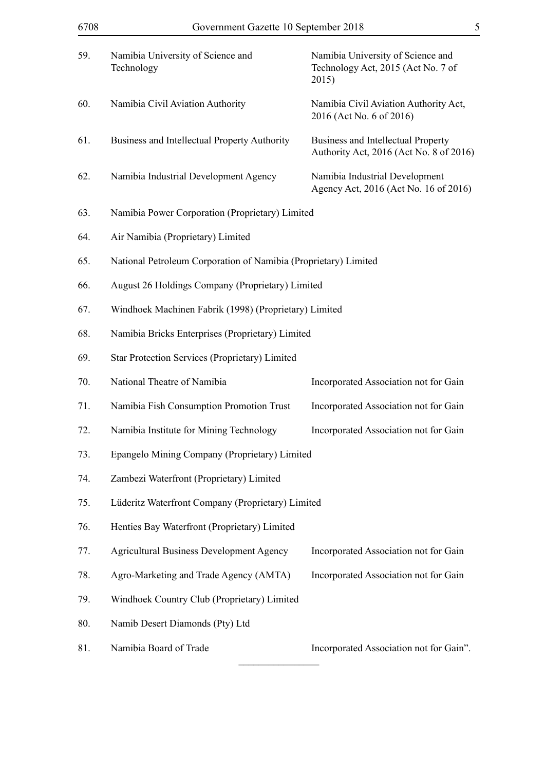| | | |
|---|---|---|
| 59. | Namibia University of Science and Technology | Namibia University of Science and Technology Act, 2015 (Act No. 7 of 2015) |
| 60. | Namibia Civil Aviation Authority | Namibia Civil Aviation Authority Act, 2016 (Act No. 6 of 2016) |
| 61. | Business and Intellectual Property Authority | Business and Intellectual Property Authority Act, 2016 (Act No. 8 of 2016) |
| 62. | Namibia Industrial Development Agency | Namibia Industrial Development Agency Act, 2016 (Act No. 16 of 2016) |
| 63. | Namibia Power Corporation (Proprietary) Limited | |
| 64. | Air Namibia (Proprietary) Limited | |
| 65. | National Petroleum Corporation of Namibia (Proprietary) Limited | |
| 66. | August 26 Holdings Company (Proprietary) Limited | |
| 67. | Windhoek Machinen Fabrik (1998) (Proprietary) Limited | |
| 68. | Namibia Bricks Enterprises (Proprietary) Limited | |
| 69. | Star Protection Services (Proprietary) Limited | |
| 70. | National Theatre of Namibia | Incorporated Association not for Gain |
| 71. | Namibia Fish Consumption Promotion Trust | Incorporated Association not for Gain |
| 72. | Namibia Institute for Mining Technology | Incorporated Association not for Gain |
| 73. | Epangelo Mining Company (Proprietary) Limited | |
| 74. | Zambezi Waterfront (Proprietary) Limited | |
| 75. | Lüderitz Waterfront Company (Proprietary) Limited | |
| 76. | Henties Bay Waterfront (Proprietary) Limited | |
| 77. | Agricultural Business Development Agency | Incorporated Association not for Gain |
| 78. | Agro-Marketing and Trade Agency (AMTA) | Incorporated Association not for Gain |
| 79. | Windhoek Country Club (Proprietary) Limited | |
| 80. | Namib Desert Diamonds (Pty) Ltd | |
| 81. | Namibia Board of Trade | Incorporated Association not for Gain". |

________________